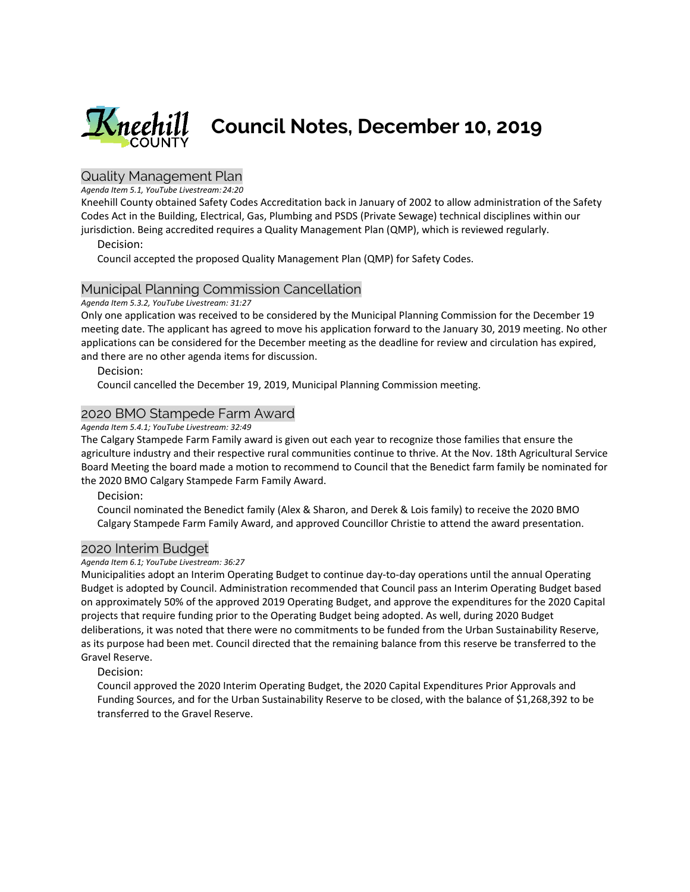# Council Notes, December 10, 2019

## Quality Management Plan

*Agenda Item 5.1, YouTube Livestream: 24:20*

Kneehill County obtained Safety Codes Accreditation back in January of 2002 to allow administration of the Safety Codes Act in the Building, Electrical, Gas, Plumbing and PSDS (Private Sewage) technical disciplines within our jurisdiction. Being accredited requires a Quality Management Plan (QMP), which is reviewed regularly.

Decision:

Council accepted the proposed Quality Management Plan (QMP) for Safety Codes.

## Municipal Planning Commission Cancellation

*Agenda Item 5.3.2, YouTube Livestream: 31:27*

Only one application was received to be considered by the Municipal Planning Commission for the December 19 meeting date. The applicant has agreed to move his application forward to the January 30, 2019 meeting. No other applications can be considered for the December meeting as the deadline for review and circulation has expired, and there are no other agenda items for discussion.

Decision:

Council cancelled the December 19, 2019, Municipal Planning Commission meeting.

## 2020 BMO Stampede Farm Award

*Agenda Item 5.4.1; YouTube Livestream: 32:49*

The Calgary Stampede Farm Family award is given out each year to recognize those families that ensure the agriculture industry and their respective rural communities continue to thrive. At the Nov. 18th Agricultural Service Board Meeting the board made a motion to recommend to Council that the Benedict farm family be nominated for the 2020 BMO Calgary Stampede Farm Family Award.

Decision:

Council nominated the Benedict family (Alex & Sharon, and Derek & Lois family) to receive the 2020 BMO Calgary Stampede Farm Family Award, and approved Councillor Christie to attend the award presentation.

## 2020 Interim Budget

*Agenda Item 6.1; YouTube Livestream: 36:27*

Municipalities adopt an Interim Operating Budget to continue day-to-day operations until the annual Operating Budget is adopted by Council. Administration recommended that Council pass an Interim Operating Budget based on approximately 50% of the approved 2019 Operating Budget, and approve the expenditures for the 2020 Capital projects that require funding prior to the Operating Budget being adopted. As well, during 2020 Budget deliberations, it was noted that there were no commitments to be funded from the Urban Sustainability Reserve, as its purpose had been met. Council directed that the remaining balance from this reserve be transferred to the Gravel Reserve.

Decision:

Council approved the 2020 Interim Operating Budget, the 2020 Capital Expenditures Prior Approvals and Funding Sources, and for the Urban Sustainability Reserve to be closed, with the balance of $1,268,392 to be transferred to the Gravel Reserve.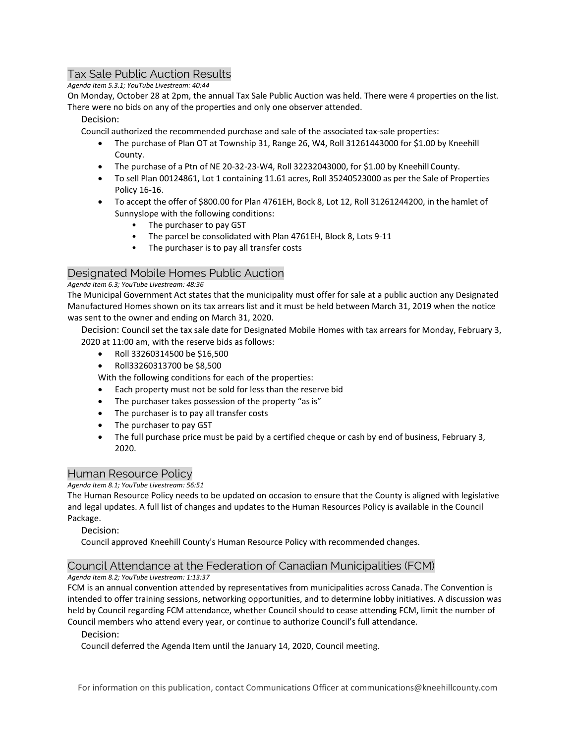## Tax Sale Public Auction Results

*Agenda Item 5.3.1; YouTube Livestream: 40:44*

On Monday, October 28 at 2pm, the annual Tax Sale Public Auction was held. There were 4 properties on the list. There were no bids on any of the properties and only one observer attended.

Decision:

Council authorized the recommended purchase and sale of the associated tax-sale properties:

- The purchase of Plan OT at Township 31, Range 26, W4, Roll 31261443000 for $1.00 by Kneehill County.
- The purchase of a Ptn of NE 20-32-23-W4, Roll 32232043000, for $1.00 by Kneehill County.
- To sell Plan 00124861, Lot 1 containing 11.61 acres, Roll 35240523000 as per the Sale of Properties Policy 16-16.
- To accept the offer of $800.00 for Plan 4761EH, Bock 8, Lot 12, Roll 31261244200, in the hamlet of Sunnyslope with the following conditions:
  - The purchaser to pay GST
  - The parcel be consolidated with Plan 4761EH, Block 8, Lots 9-11
  - The purchaser is to pay all transfer costs

## Designated Mobile Homes Public Auction

*Agenda Item 6.3; YouTube Livestream: 48:36*

The Municipal Government Act states that the municipality must offer for sale at a public auction any Designated Manufactured Homes shown on its tax arrears list and it must be held between March 31, 2019 when the notice was sent to the owner and ending on March 31, 2020.

Decision: Council set the tax sale date for Designated Mobile Homes with tax arrears for Monday, February 3, 2020 at 11:00 am, with the reserve bids as follows:

- Roll 33260314500 be $16,500
- Roll33260313700 be $8,500

With the following conditions for each of the properties:

- Each property must not be sold for less than the reserve bid
- The purchaser takes possession of the property "as is"
- The purchaser is to pay all transfer costs
- The purchaser to pay GST
- The full purchase price must be paid by a certified cheque or cash by end of business, February 3, 2020.

## Human Resource Policy

*Agenda Item 8.1; YouTube Livestream: 56:51*

The Human Resource Policy needs to be updated on occasion to ensure that the County is aligned with legislative and legal updates. A full list of changes and updates to the Human Resources Policy is available in the Council Package.

Decision:

Council approved Kneehill County's Human Resource Policy with recommended changes.

## Council Attendance at the Federation of Canadian Municipalities (FCM)

*Agenda Item 8.2; YouTube Livestream: 1:13:37*

FCM is an annual convention attended by representatives from municipalities across Canada. The Convention is intended to offer training sessions, networking opportunities, and to determine lobby initiatives. A discussion was held by Council regarding FCM attendance, whether Council should to cease attending FCM, limit the number of Council members who attend every year, or continue to authorize Council's full attendance.

Decision:

Council deferred the Agenda Item until the January 14, 2020, Council meeting.

For information on this publication, contact Communications Officer at communications@kneehillcounty.com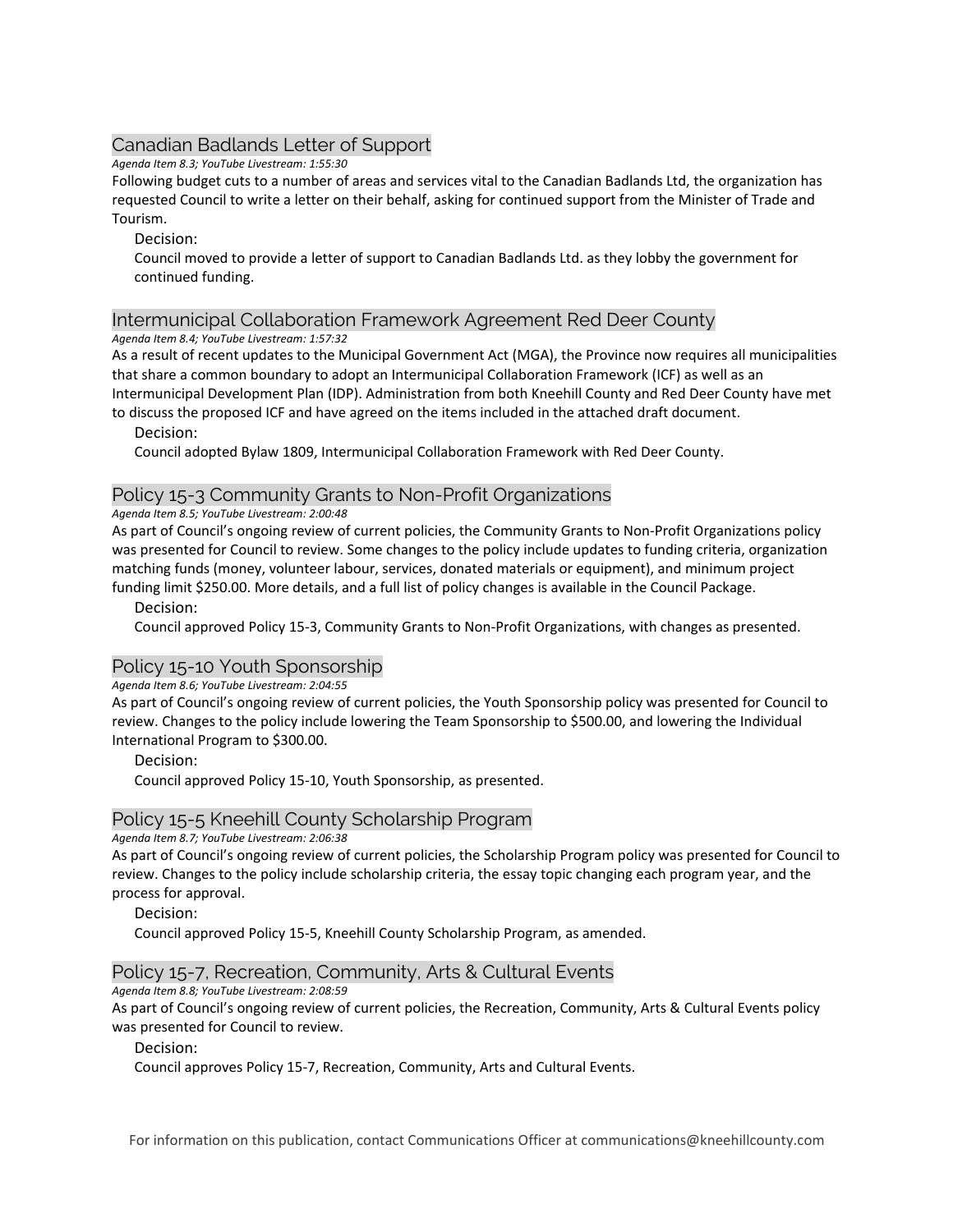## Canadian Badlands Letter of Support

*Agenda Item 8.3; YouTube Livestream: 1:55:30*

Following budget cuts to a number of areas and services vital to the Canadian Badlands Ltd, the organization has requested Council to write a letter on their behalf, asking for continued support from the Minister of Trade and Tourism.

Decision:

Council moved to provide a letter of support to Canadian Badlands Ltd. as they lobby the government for continued funding.

## Intermunicipal Collaboration Framework Agreement Red Deer County

*Agenda Item 8.4; YouTube Livestream: 1:57:32*

As a result of recent updates to the Municipal Government Act (MGA), the Province now requires all municipalities that share a common boundary to adopt an Intermunicipal Collaboration Framework (ICF) as well as an Intermunicipal Development Plan (IDP). Administration from both Kneehill County and Red Deer County have met to discuss the proposed ICF and have agreed on the items included in the attached draft document.

Decision:

Council adopted Bylaw 1809, Intermunicipal Collaboration Framework with Red Deer County.

## Policy 15-3 Community Grants to Non-Profit Organizations

*Agenda Item 8.5; YouTube Livestream: 2:00:48*

As part of Council's ongoing review of current policies, the Community Grants to Non-Profit Organizations policy was presented for Council to review. Some changes to the policy include updates to funding criteria, organization matching funds (money, volunteer labour, services, donated materials or equipment), and minimum project funding limit $250.00. More details, and a full list of policy changes is available in the Council Package.

Decision:

Council approved Policy 15-3, Community Grants to Non-Profit Organizations, with changes as presented.

## Policy 15-10 Youth Sponsorship

*Agenda Item 8.6; YouTube Livestream: 2:04:55*

As part of Council's ongoing review of current policies, the Youth Sponsorship policy was presented for Council to review. Changes to the policy include lowering the Team Sponsorship to $500.00, and lowering the Individual International Program to $300.00.

Decision:

Council approved Policy 15-10, Youth Sponsorship, as presented.

## Policy 15-5 Kneehill County Scholarship Program

*Agenda Item 8.7; YouTube Livestream: 2:06:38*

As part of Council's ongoing review of current policies, the Scholarship Program policy was presented for Council to review. Changes to the policy include scholarship criteria, the essay topic changing each program year, and the process for approval.

Decision:

Council approved Policy 15-5, Kneehill County Scholarship Program, as amended.

## Policy 15-7, Recreation, Community, Arts & Cultural Events

*Agenda Item 8.8; YouTube Livestream: 2:08:59*

As part of Council's ongoing review of current policies, the Recreation, Community, Arts & Cultural Events policy was presented for Council to review.

Decision:

Council approves Policy 15-7, Recreation, Community, Arts and Cultural Events.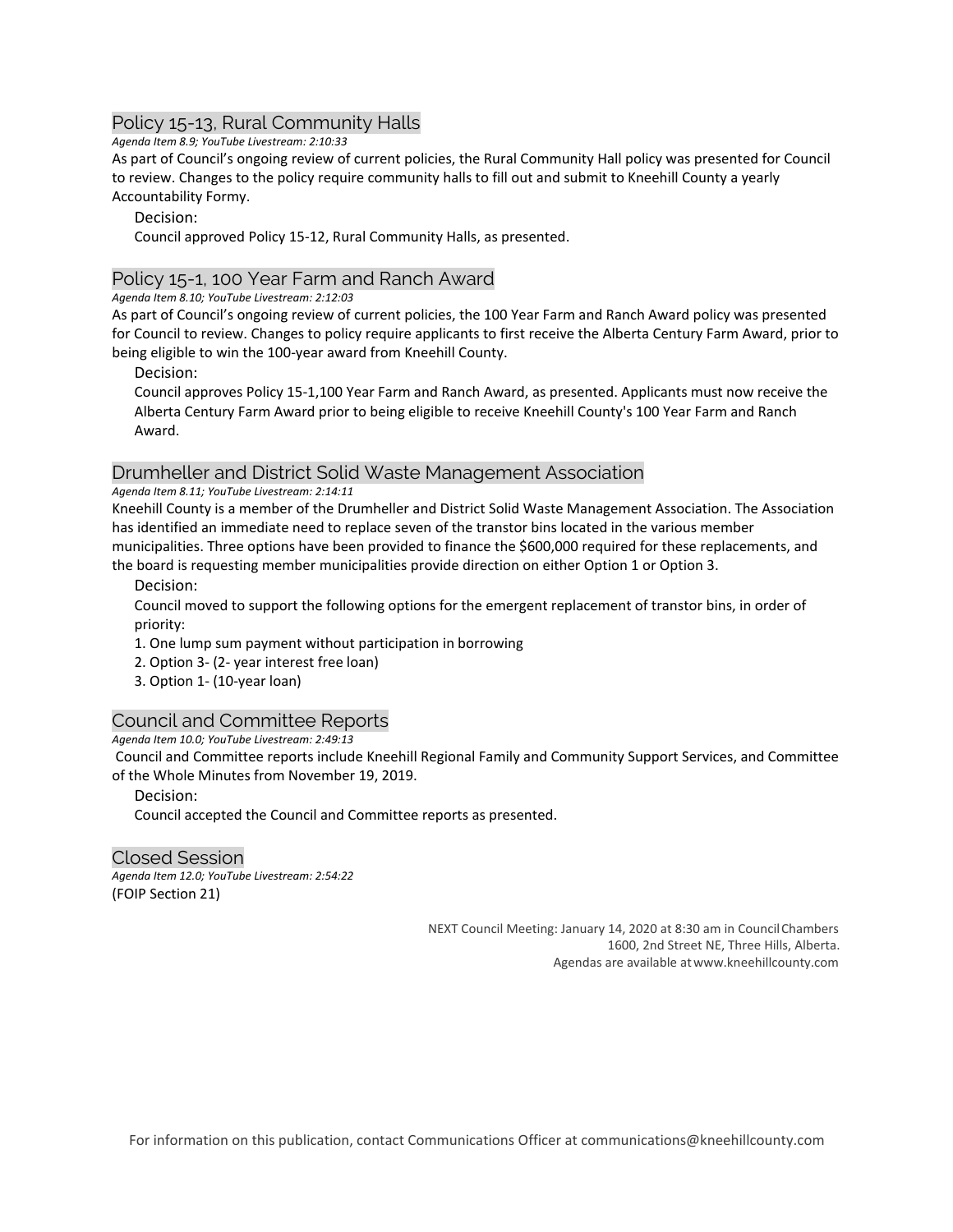## Policy 15-13, Rural Community Halls

*Agenda Item 8.9; YouTube Livestream: 2:10:33*

As part of Council's ongoing review of current policies, the Rural Community Hall policy was presented for Council to review. Changes to the policy require community halls to fill out and submit to Kneehill County a yearly Accountability Formy.

Decision:

Council approved Policy 15-12, Rural Community Halls, as presented.

## Policy 15-1, 100 Year Farm and Ranch Award

*Agenda Item 8.10; YouTube Livestream: 2:12:03*

As part of Council's ongoing review of current policies, the 100 Year Farm and Ranch Award policy was presented for Council to review. Changes to policy require applicants to first receive the Alberta Century Farm Award, prior to being eligible to win the 100-year award from Kneehill County.

Decision:

Council approves Policy 15-1,100 Year Farm and Ranch Award, as presented. Applicants must now receive the Alberta Century Farm Award prior to being eligible to receive Kneehill County's 100 Year Farm and Ranch Award.

## Drumheller and District Solid Waste Management Association

*Agenda Item 8.11; YouTube Livestream: 2:14:11*

Kneehill County is a member of the Drumheller and District Solid Waste Management Association. The Association has identified an immediate need to replace seven of the transtor bins located in the various member municipalities. Three options have been provided to finance the $600,000 required for these replacements, and the board is requesting member municipalities provide direction on either Option 1 or Option 3.

Decision:

Council moved to support the following options for the emergent replacement of transtor bins, in order of priority:

1. One lump sum payment without participation in borrowing
2. Option 3- (2- year interest free loan)
3. Option 1- (10-year loan)

## Council and Committee Reports

*Agenda Item 10.0; YouTube Livestream: 2:49:13*

Council and Committee reports include Kneehill Regional Family and Community Support Services, and Committee of the Whole Minutes from November 19, 2019.

Decision:

Council accepted the Council and Committee reports as presented.

## Closed Session

*Agenda Item 12.0; YouTube Livestream: 2:54:22*

(FOIP Section 21)

NEXT Council Meeting: January 14, 2020 at 8:30 am in Council Chambers
1600, 2nd Street NE, Three Hills, Alberta.
Agendas are available at www.kneehillcounty.com

For information on this publication, contact Communications Officer at communications@kneehillcounty.com